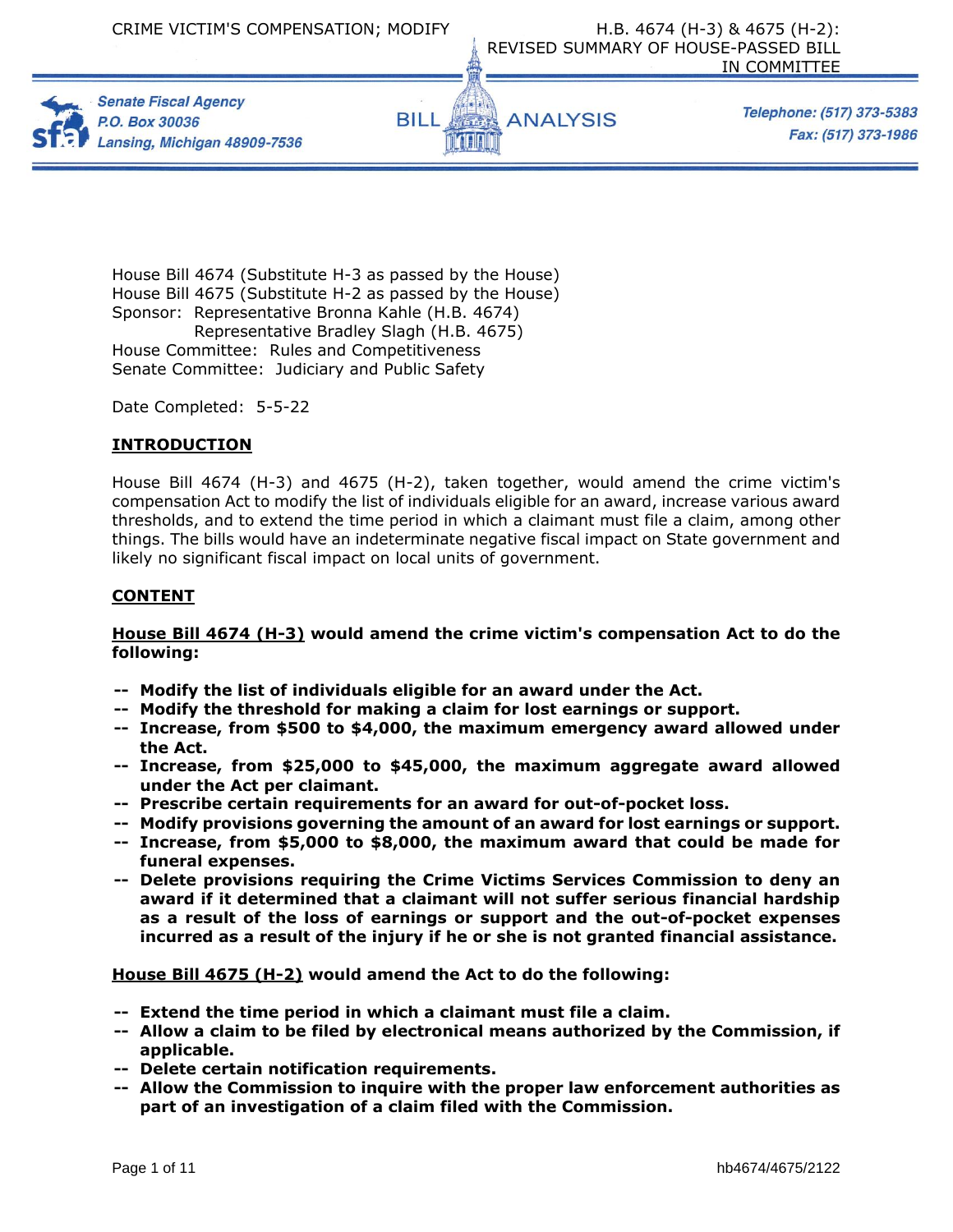CRIME VICTIM'S COMPENSATION; MODIFY

H.B. 4674 (H-3) & 4675 (H-2): REVISED SUMMARY OF HOUSE-PASSED BILL IN COMMITTEE

Senate Fiscal Agency
P.O. Box 30036
Lansing, Michigan 48909-7536

BILL ANALYSIS

Telephone: (517) 373-5383
Fax: (517) 373-1986

House Bill 4674 (Substitute H-3 as passed by the House)
House Bill 4675 (Substitute H-2 as passed by the House)
Sponsor: Representative Bronna Kahle (H.B. 4674)
Representative Bradley Slagh (H.B. 4675)
House Committee: Rules and Competitiveness
Senate Committee: Judiciary and Public Safety

Date Completed: 5-5-22

## INTRODUCTION

House Bill 4674 (H-3) and 4675 (H-2), taken together, would amend the crime victim's compensation Act to modify the list of individuals eligible for an award, increase various award thresholds, and to extend the time period in which a claimant must file a claim, among other things. The bills would have an indeterminate negative fiscal impact on State government and likely no significant fiscal impact on local units of government.

## CONTENT

**House Bill 4674 (H-3) would amend the crime victim's compensation Act to do the following:**

- **Modify the list of individuals eligible for an award under the Act.**
- **Modify the threshold for making a claim for lost earnings or support.**
- **Increase, from $500 to $4,000, the maximum emergency award allowed under the Act.**
- **Increase, from $25,000 to $45,000, the maximum aggregate award allowed under the Act per claimant.**
- **Prescribe certain requirements for an award for out-of-pocket loss.**
- **Modify provisions governing the amount of an award for lost earnings or support.**
- **Increase, from $5,000 to $8,000, the maximum award that could be made for funeral expenses.**
- **Delete provisions requiring the Crime Victims Services Commission to deny an award if it determined that a claimant will not suffer serious financial hardship as a result of the loss of earnings or support and the out-of-pocket expenses incurred as a result of the injury if he or she is not granted financial assistance.**

**House Bill 4675 (H-2) would amend the Act to do the following:**

- **Extend the time period in which a claimant must file a claim.**
- **Allow a claim to be filed by electronical means authorized by the Commission, if applicable.**
- **Delete certain notification requirements.**
- **Allow the Commission to inquire with the proper law enforcement authorities as part of an investigation of a claim filed with the Commission.**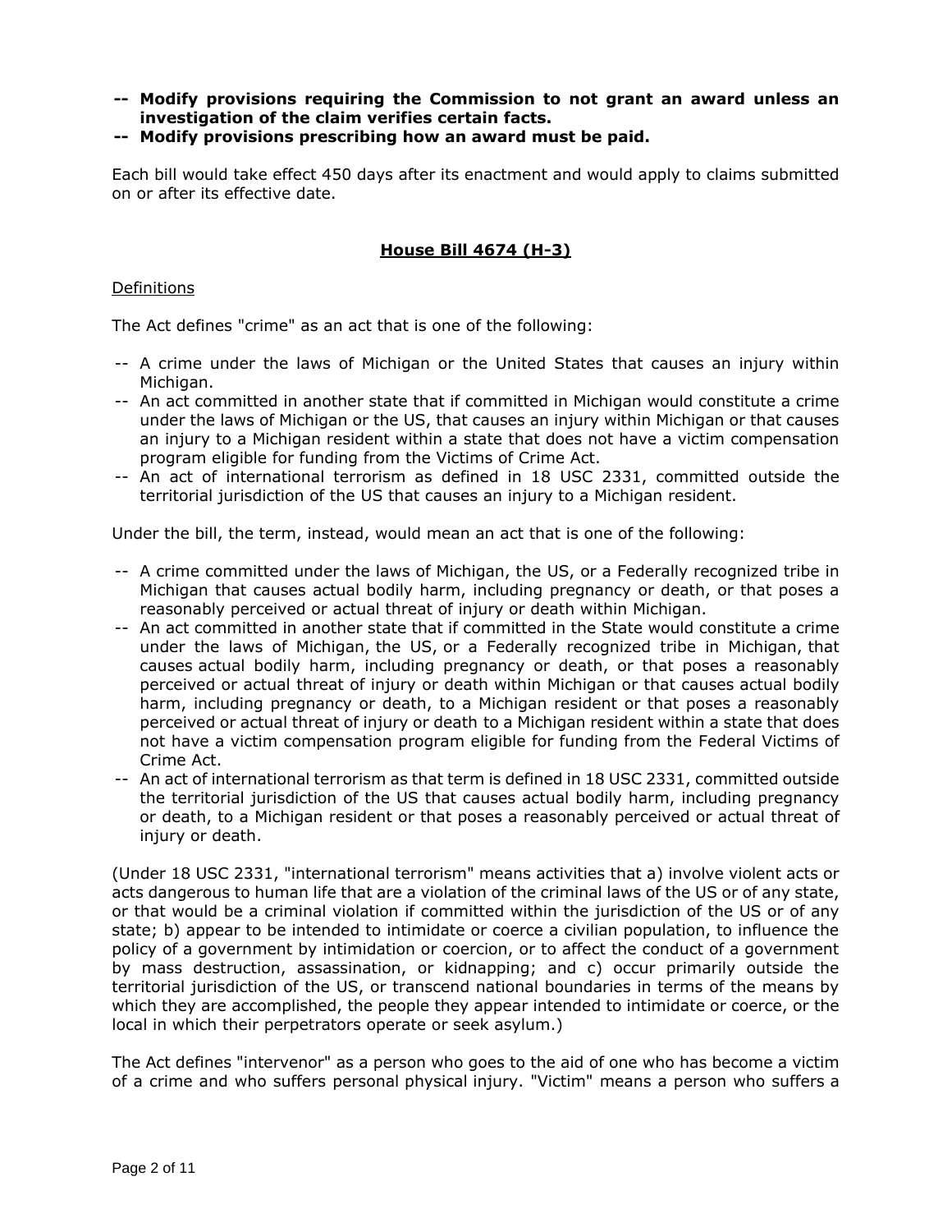- **-- Modify provisions requiring the Commission to not grant an award unless an investigation of the claim verifies certain facts.**
- **-- Modify provisions prescribing how an award must be paid.**

Each bill would take effect 450 days after its enactment and would apply to claims submitted on or after its effective date.

## House Bill 4674 (H-3)

Definitions

The Act defines "crime" as an act that is one of the following:

-- A crime under the laws of Michigan or the United States that causes an injury within Michigan.

-- An act committed in another state that if committed in Michigan would constitute a crime under the laws of Michigan or the US, that causes an injury within Michigan or that causes an injury to a Michigan resident within a state that does not have a victim compensation program eligible for funding from the Victims of Crime Act.

-- An act of international terrorism as defined in 18 USC 2331, committed outside the territorial jurisdiction of the US that causes an injury to a Michigan resident.

Under the bill, the term, instead, would mean an act that is one of the following:

-- A crime committed under the laws of Michigan, the US, or a Federally recognized tribe in Michigan that causes actual bodily harm, including pregnancy or death, or that poses a reasonably perceived or actual threat of injury or death within Michigan.

-- An act committed in another state that if committed in the State would constitute a crime under the laws of Michigan, the US, or a Federally recognized tribe in Michigan, that causes actual bodily harm, including pregnancy or death, or that poses a reasonably perceived or actual threat of injury or death within Michigan or that causes actual bodily harm, including pregnancy or death, to a Michigan resident or that poses a reasonably perceived or actual threat of injury or death to a Michigan resident within a state that does not have a victim compensation program eligible for funding from the Federal Victims of Crime Act.

-- An act of international terrorism as that term is defined in 18 USC 2331, committed outside the territorial jurisdiction of the US that causes actual bodily harm, including pregnancy or death, to a Michigan resident or that poses a reasonably perceived or actual threat of injury or death.

(Under 18 USC 2331, "international terrorism" means activities that a) involve violent acts or acts dangerous to human life that are a violation of the criminal laws of the US or of any state, or that would be a criminal violation if committed within the jurisdiction of the US or of any state; b) appear to be intended to intimidate or coerce a civilian population, to influence the policy of a government by intimidation or coercion, or to affect the conduct of a government by mass destruction, assassination, or kidnapping; and c) occur primarily outside the territorial jurisdiction of the US, or transcend national boundaries in terms of the means by which they are accomplished, the people they appear intended to intimidate or coerce, or the local in which their perpetrators operate or seek asylum.)

The Act defines "intervenor" as a person who goes to the aid of one who has become a victim of a crime and who suffers personal physical injury. "Victim" means a person who suffers a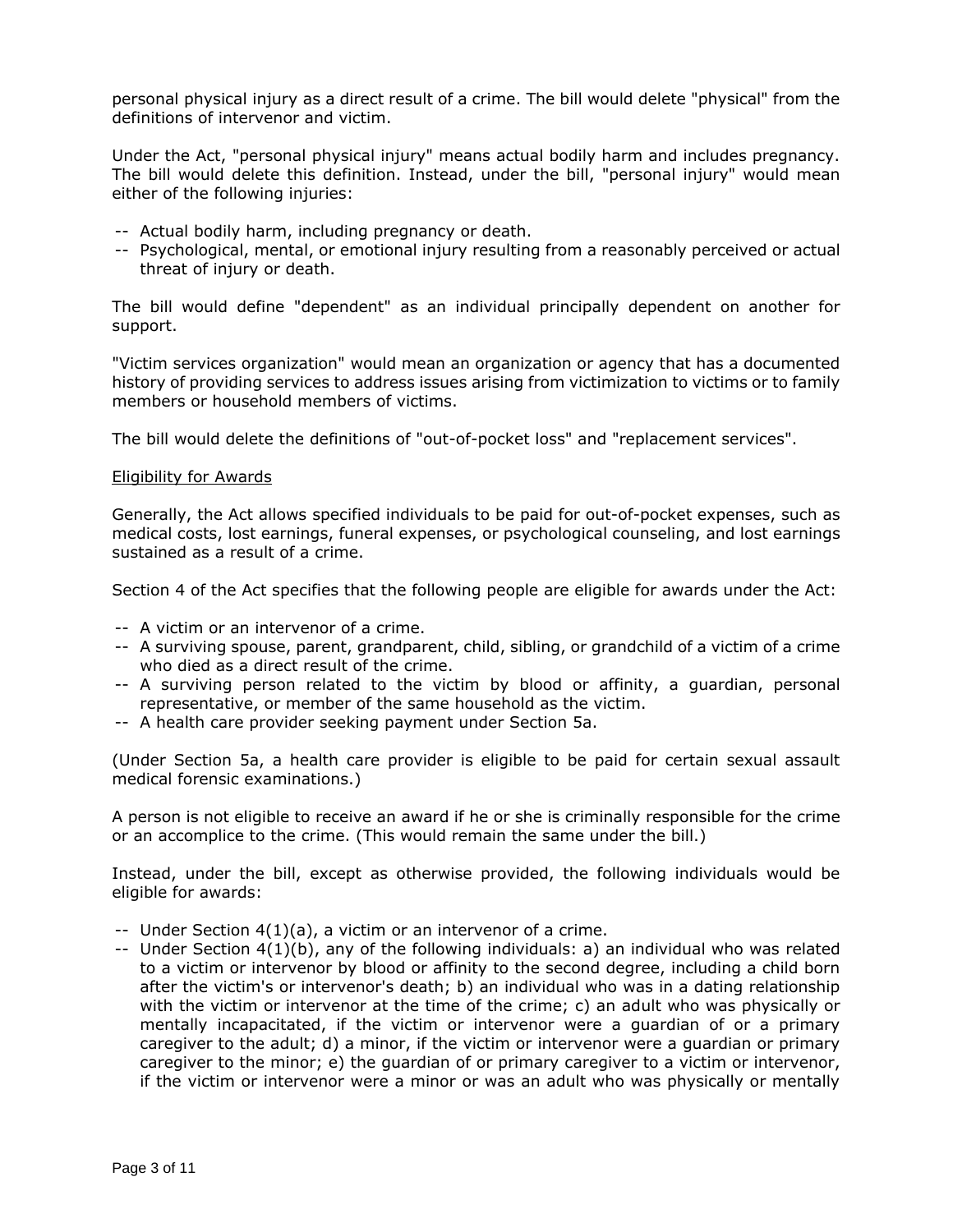personal physical injury as a direct result of a crime. The bill would delete "physical" from the definitions of intervenor and victim.

Under the Act, "personal physical injury" means actual bodily harm and includes pregnancy. The bill would delete this definition. Instead, under the bill, "personal injury" would mean either of the following injuries:

-- Actual bodily harm, including pregnancy or death.
-- Psychological, mental, or emotional injury resulting from a reasonably perceived or actual threat of injury or death.

The bill would define "dependent" as an individual principally dependent on another for support.

"Victim services organization" would mean an organization or agency that has a documented history of providing services to address issues arising from victimization to victims or to family members or household members of victims.

The bill would delete the definitions of "out-of-pocket loss" and "replacement services".

Eligibility for Awards

Generally, the Act allows specified individuals to be paid for out-of-pocket expenses, such as medical costs, lost earnings, funeral expenses, or psychological counseling, and lost earnings sustained as a result of a crime.

Section 4 of the Act specifies that the following people are eligible for awards under the Act:

-- A victim or an intervenor of a crime.
-- A surviving spouse, parent, grandparent, child, sibling, or grandchild of a victim of a crime who died as a direct result of the crime.
-- A surviving person related to the victim by blood or affinity, a guardian, personal representative, or member of the same household as the victim.
-- A health care provider seeking payment under Section 5a.

(Under Section 5a, a health care provider is eligible to be paid for certain sexual assault medical forensic examinations.)

A person is not eligible to receive an award if he or she is criminally responsible for the crime or an accomplice to the crime. (This would remain the same under the bill.)

Instead, under the bill, except as otherwise provided, the following individuals would be eligible for awards:

-- Under Section 4(1)(a), a victim or an intervenor of a crime.
-- Under Section 4(1)(b), any of the following individuals: a) an individual who was related to a victim or intervenor by blood or affinity to the second degree, including a child born after the victim's or intervenor's death; b) an individual who was in a dating relationship with the victim or intervenor at the time of the crime; c) an adult who was physically or mentally incapacitated, if the victim or intervenor were a guardian of or a primary caregiver to the adult; d) a minor, if the victim or intervenor were a guardian or primary caregiver to the minor; e) the guardian of or primary caregiver to a victim or intervenor, if the victim or intervenor were a minor or was an adult who was physically or mentally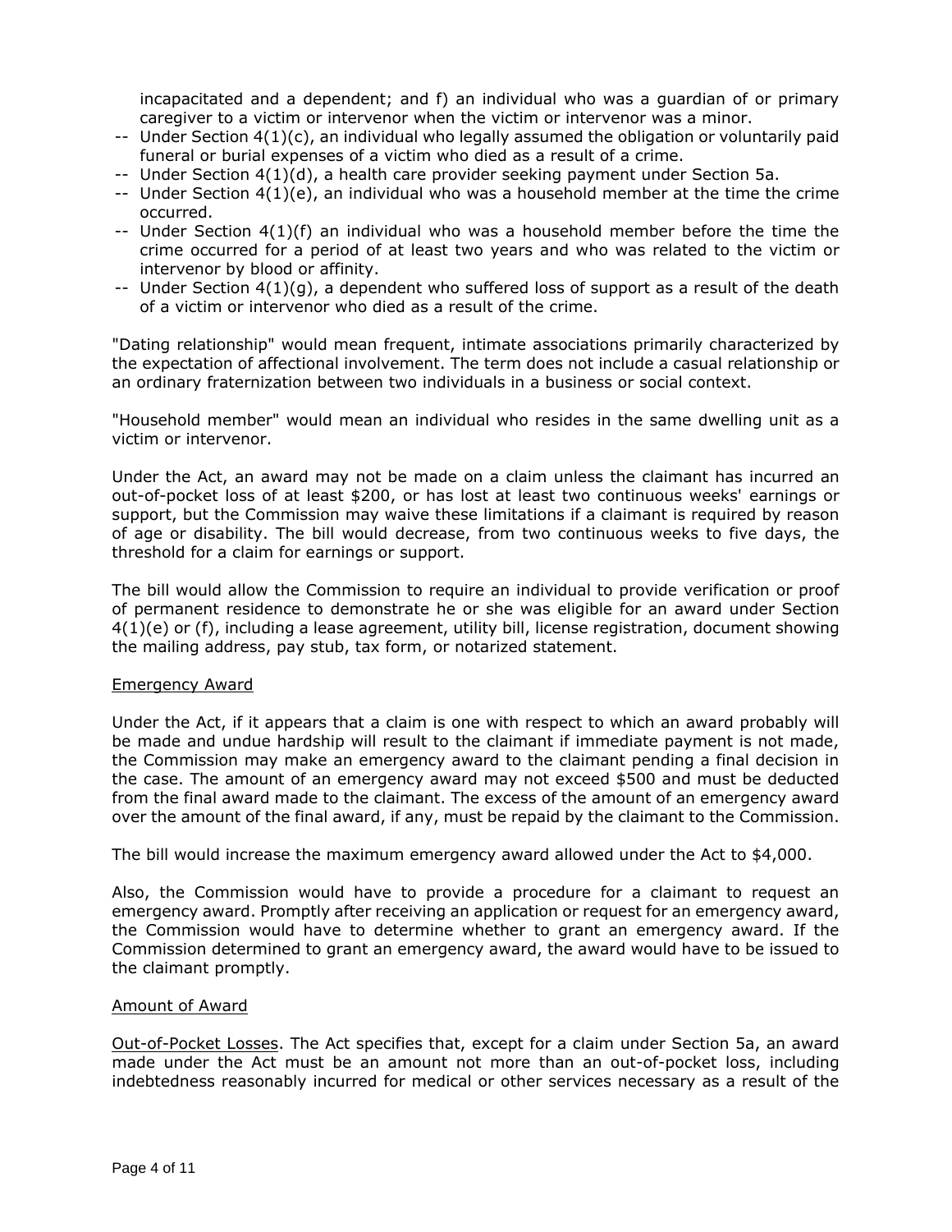incapacitated and a dependent; and f) an individual who was a guardian of or primary caregiver to a victim or intervenor when the victim or intervenor was a minor.

-- Under Section 4(1)(c), an individual who legally assumed the obligation or voluntarily paid funeral or burial expenses of a victim who died as a result of a crime.
-- Under Section 4(1)(d), a health care provider seeking payment under Section 5a.
-- Under Section 4(1)(e), an individual who was a household member at the time the crime occurred.
-- Under Section 4(1)(f) an individual who was a household member before the time the crime occurred for a period of at least two years and who was related to the victim or intervenor by blood or affinity.
-- Under Section 4(1)(g), a dependent who suffered loss of support as a result of the death of a victim or intervenor who died as a result of the crime.

"Dating relationship" would mean frequent, intimate associations primarily characterized by the expectation of affectional involvement. The term does not include a casual relationship or an ordinary fraternization between two individuals in a business or social context.

"Household member" would mean an individual who resides in the same dwelling unit as a victim or intervenor.

Under the Act, an award may not be made on a claim unless the claimant has incurred an out-of-pocket loss of at least $200, or has lost at least two continuous weeks' earnings or support, but the Commission may waive these limitations if a claimant is required by reason of age or disability. The bill would decrease, from two continuous weeks to five days, the threshold for a claim for earnings or support.

The bill would allow the Commission to require an individual to provide verification or proof of permanent residence to demonstrate he or she was eligible for an award under Section 4(1)(e) or (f), including a lease agreement, utility bill, license registration, document showing the mailing address, pay stub, tax form, or notarized statement.

## Emergency Award

Under the Act, if it appears that a claim is one with respect to which an award probably will be made and undue hardship will result to the claimant if immediate payment is not made, the Commission may make an emergency award to the claimant pending a final decision in the case. The amount of an emergency award may not exceed $500 and must be deducted from the final award made to the claimant. The excess of the amount of an emergency award over the amount of the final award, if any, must be repaid by the claimant to the Commission.

The bill would increase the maximum emergency award allowed under the Act to $4,000.

Also, the Commission would have to provide a procedure for a claimant to request an emergency award. Promptly after receiving an application or request for an emergency award, the Commission would have to determine whether to grant an emergency award. If the Commission determined to grant an emergency award, the award would have to be issued to the claimant promptly.

## Amount of Award

Out-of-Pocket Losses. The Act specifies that, except for a claim under Section 5a, an award made under the Act must be an amount not more than an out-of-pocket loss, including indebtedness reasonably incurred for medical or other services necessary as a result of the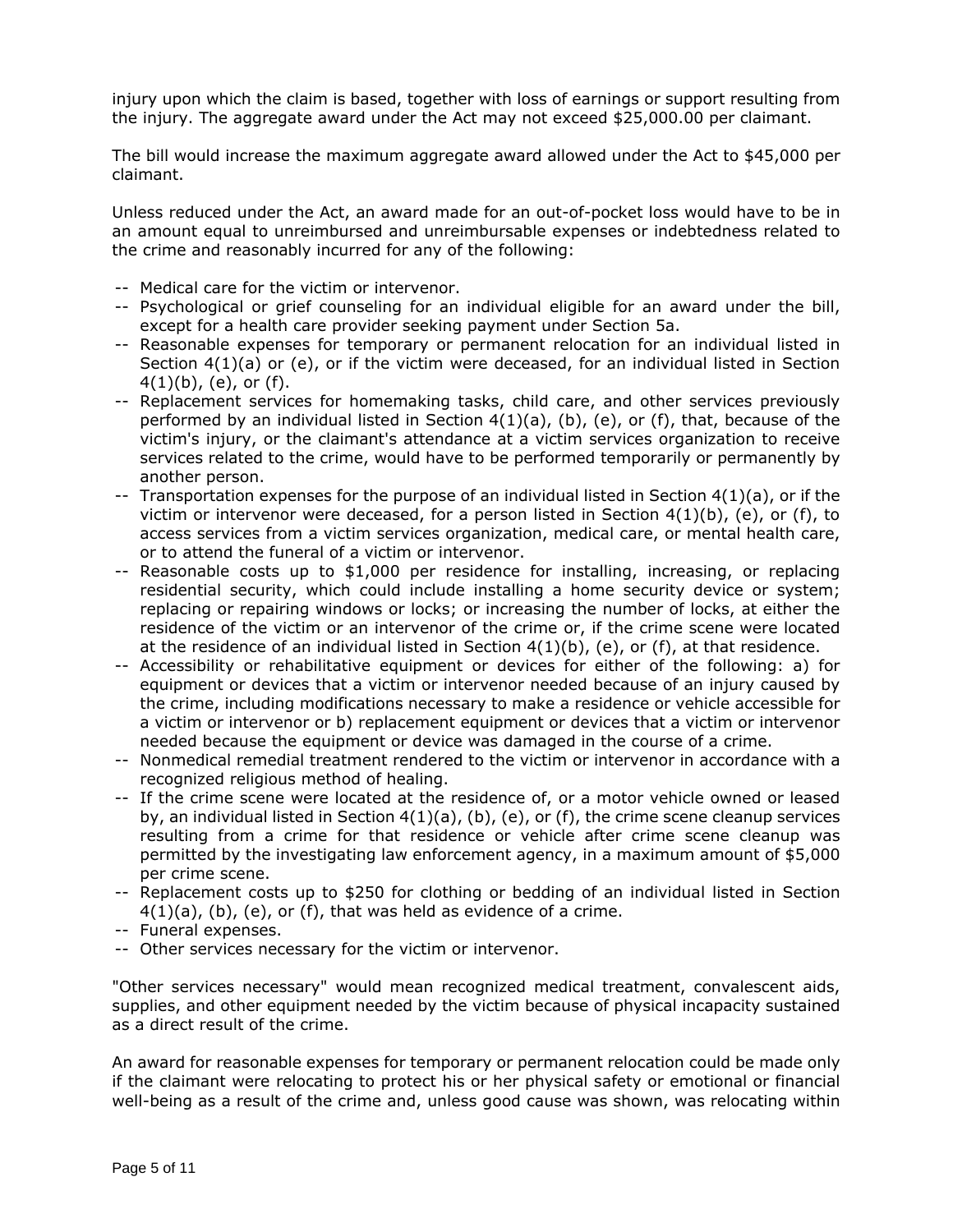injury upon which the claim is based, together with loss of earnings or support resulting from the injury. The aggregate award under the Act may not exceed $25,000.00 per claimant.

The bill would increase the maximum aggregate award allowed under the Act to $45,000 per claimant.

Unless reduced under the Act, an award made for an out-of-pocket loss would have to be in an amount equal to unreimbursed and unreimbursable expenses or indebtedness related to the crime and reasonably incurred for any of the following:

-- Medical care for the victim or intervenor.
-- Psychological or grief counseling for an individual eligible for an award under the bill, except for a health care provider seeking payment under Section 5a.
-- Reasonable expenses for temporary or permanent relocation for an individual listed in Section 4(1)(a) or (e), or if the victim were deceased, for an individual listed in Section 4(1)(b), (e), or (f).
-- Replacement services for homemaking tasks, child care, and other services previously performed by an individual listed in Section 4(1)(a), (b), (e), or (f), that, because of the victim's injury, or the claimant's attendance at a victim services organization to receive services related to the crime, would have to be performed temporarily or permanently by another person.
-- Transportation expenses for the purpose of an individual listed in Section 4(1)(a), or if the victim or intervenor were deceased, for a person listed in Section 4(1)(b), (e), or (f), to access services from a victim services organization, medical care, or mental health care, or to attend the funeral of a victim or intervenor.
-- Reasonable costs up to $1,000 per residence for installing, increasing, or replacing residential security, which could include installing a home security device or system; replacing or repairing windows or locks; or increasing the number of locks, at either the residence of the victim or an intervenor of the crime or, if the crime scene were located at the residence of an individual listed in Section 4(1)(b), (e), or (f), at that residence.
-- Accessibility or rehabilitative equipment or devices for either of the following: a) for equipment or devices that a victim or intervenor needed because of an injury caused by the crime, including modifications necessary to make a residence or vehicle accessible for a victim or intervenor or b) replacement equipment or devices that a victim or intervenor needed because the equipment or device was damaged in the course of a crime.
-- Nonmedical remedial treatment rendered to the victim or intervenor in accordance with a recognized religious method of healing.
-- If the crime scene were located at the residence of, or a motor vehicle owned or leased by, an individual listed in Section 4(1)(a), (b), (e), or (f), the crime scene cleanup services resulting from a crime for that residence or vehicle after crime scene cleanup was permitted by the investigating law enforcement agency, in a maximum amount of $5,000 per crime scene.
-- Replacement costs up to $250 for clothing or bedding of an individual listed in Section 4(1)(a), (b), (e), or (f), that was held as evidence of a crime.
-- Funeral expenses.
-- Other services necessary for the victim or intervenor.

"Other services necessary" would mean recognized medical treatment, convalescent aids, supplies, and other equipment needed by the victim because of physical incapacity sustained as a direct result of the crime.

An award for reasonable expenses for temporary or permanent relocation could be made only if the claimant were relocating to protect his or her physical safety or emotional or financial well-being as a result of the crime and, unless good cause was shown, was relocating within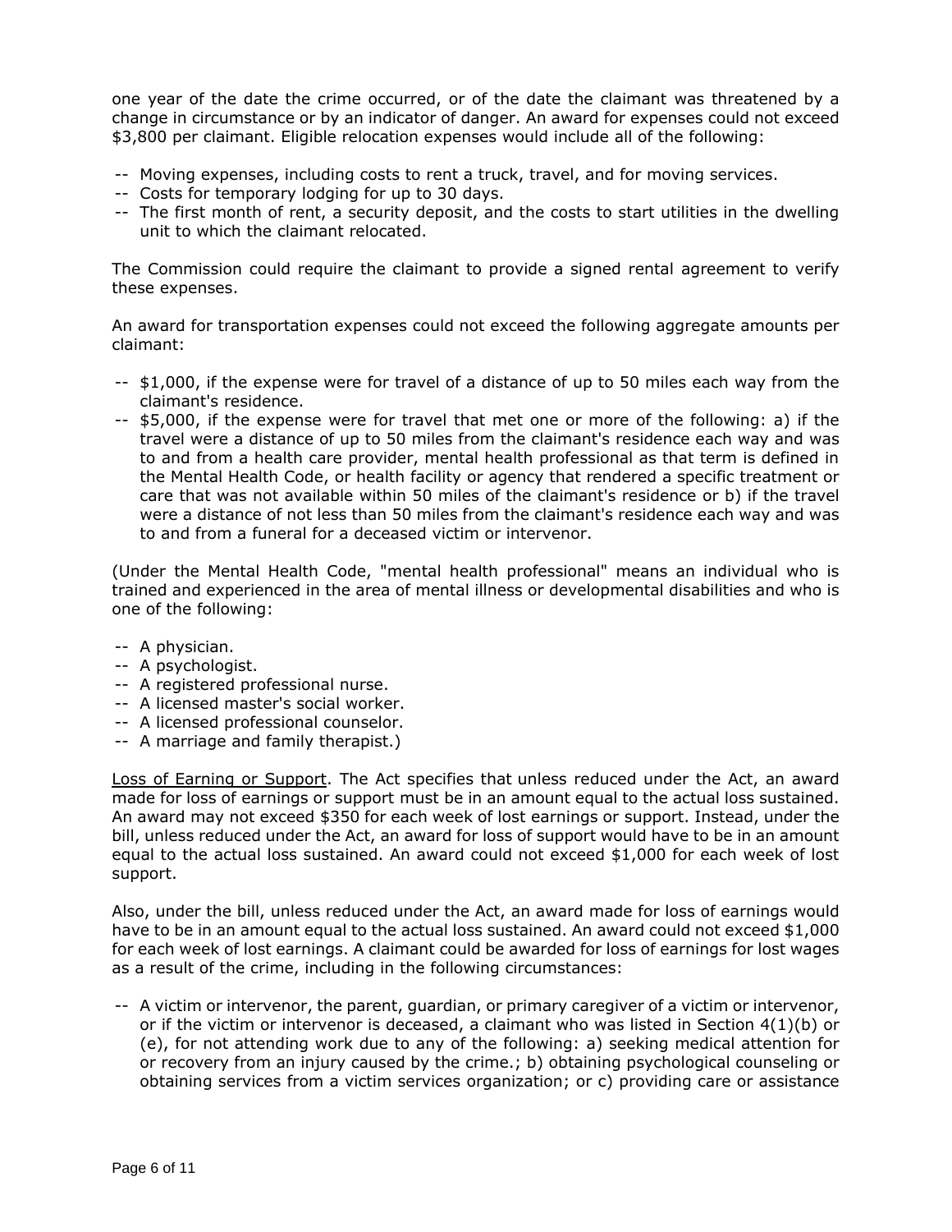one year of the date the crime occurred, or of the date the claimant was threatened by a change in circumstance or by an indicator of danger. An award for expenses could not exceed $3,800 per claimant. Eligible relocation expenses would include all of the following:

- -- Moving expenses, including costs to rent a truck, travel, and for moving services.
- -- Costs for temporary lodging for up to 30 days.
- -- The first month of rent, a security deposit, and the costs to start utilities in the dwelling unit to which the claimant relocated.

The Commission could require the claimant to provide a signed rental agreement to verify these expenses.

An award for transportation expenses could not exceed the following aggregate amounts per claimant:

- -- $1,000, if the expense were for travel of a distance of up to 50 miles each way from the claimant's residence.
- -- $5,000, if the expense were for travel that met one or more of the following: a) if the travel were a distance of up to 50 miles from the claimant's residence each way and was to and from a health care provider, mental health professional as that term is defined in the Mental Health Code, or health facility or agency that rendered a specific treatment or care that was not available within 50 miles of the claimant's residence or b) if the travel were a distance of not less than 50 miles from the claimant's residence each way and was to and from a funeral for a deceased victim or intervenor.

(Under the Mental Health Code, "mental health professional" means an individual who is trained and experienced in the area of mental illness or developmental disabilities and who is one of the following:

- -- A physician.
- -- A psychologist.
- -- A registered professional nurse.
- -- A licensed master's social worker.
- -- A licensed professional counselor.
- -- A marriage and family therapist.)

Loss of Earning or Support. The Act specifies that unless reduced under the Act, an award made for loss of earnings or support must be in an amount equal to the actual loss sustained. An award may not exceed $350 for each week of lost earnings or support. Instead, under the bill, unless reduced under the Act, an award for loss of support would have to be in an amount equal to the actual loss sustained. An award could not exceed $1,000 for each week of lost support.

Also, under the bill, unless reduced under the Act, an award made for loss of earnings would have to be in an amount equal to the actual loss sustained. An award could not exceed $1,000 for each week of lost earnings. A claimant could be awarded for loss of earnings for lost wages as a result of the crime, including in the following circumstances:

- -- A victim or intervenor, the parent, guardian, or primary caregiver of a victim or intervenor, or if the victim or intervenor is deceased, a claimant who was listed in Section 4(1)(b) or (e), for not attending work due to any of the following: a) seeking medical attention for or recovery from an injury caused by the crime.; b) obtaining psychological counseling or obtaining services from a victim services organization; or c) providing care or assistance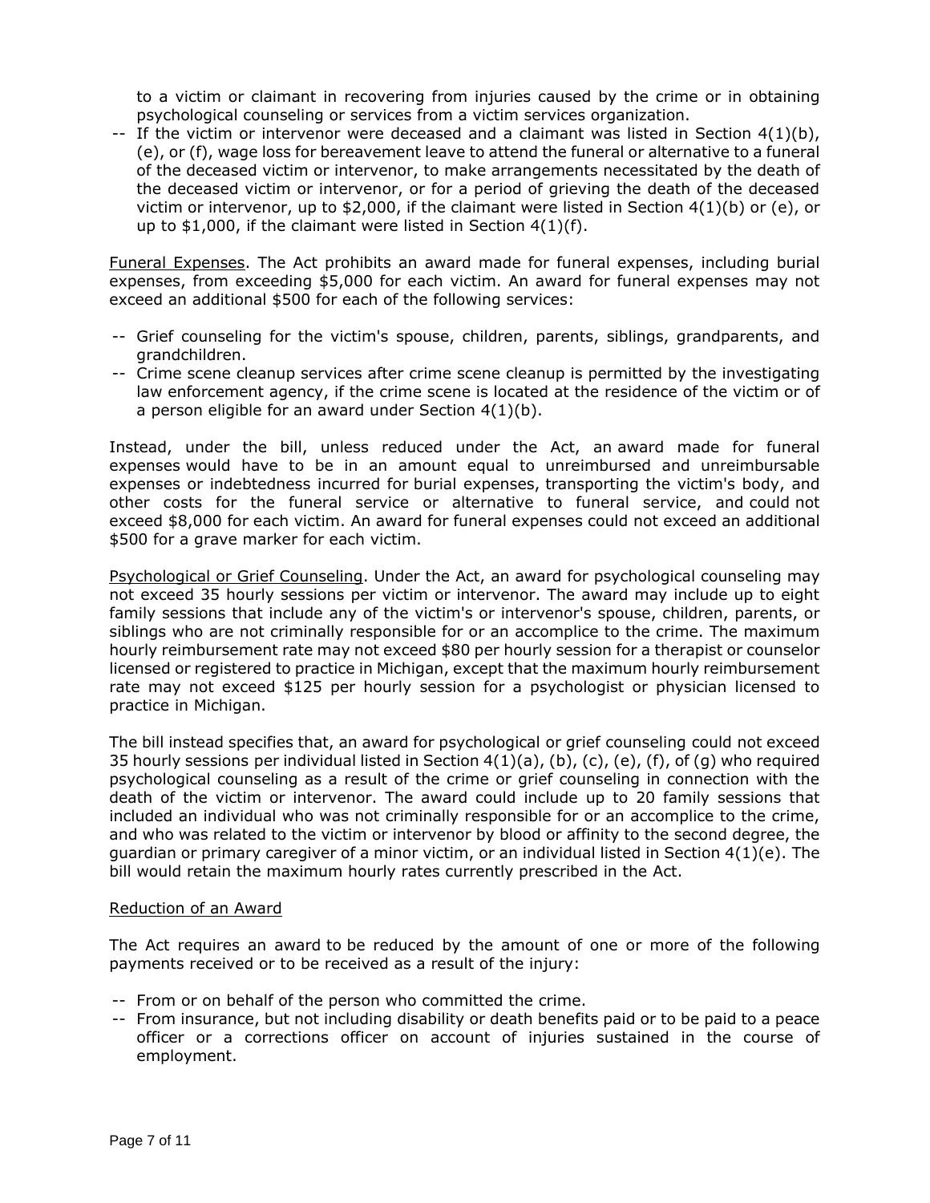to a victim or claimant in recovering from injuries caused by the crime or in obtaining psychological counseling or services from a victim services organization.

-- If the victim or intervenor were deceased and a claimant was listed in Section 4(1)(b), (e), or (f), wage loss for bereavement leave to attend the funeral or alternative to a funeral of the deceased victim or intervenor, to make arrangements necessitated by the death of the deceased victim or intervenor, or for a period of grieving the death of the deceased victim or intervenor, up to $2,000, if the claimant were listed in Section 4(1)(b) or (e), or up to $1,000, if the claimant were listed in Section 4(1)(f).

Funeral Expenses. The Act prohibits an award made for funeral expenses, including burial expenses, from exceeding $5,000 for each victim. An award for funeral expenses may not exceed an additional $500 for each of the following services:

-- Grief counseling for the victim's spouse, children, parents, siblings, grandparents, and grandchildren.
-- Crime scene cleanup services after crime scene cleanup is permitted by the investigating law enforcement agency, if the crime scene is located at the residence of the victim or of a person eligible for an award under Section 4(1)(b).

Instead, under the bill, unless reduced under the Act, an award made for funeral expenses would have to be in an amount equal to unreimbursed and unreimbursable expenses or indebtedness incurred for burial expenses, transporting the victim's body, and other costs for the funeral service or alternative to funeral service, and could not exceed $8,000 for each victim. An award for funeral expenses could not exceed an additional $500 for a grave marker for each victim.

Psychological or Grief Counseling. Under the Act, an award for psychological counseling may not exceed 35 hourly sessions per victim or intervenor. The award may include up to eight family sessions that include any of the victim's or intervenor's spouse, children, parents, or siblings who are not criminally responsible for or an accomplice to the crime. The maximum hourly reimbursement rate may not exceed $80 per hourly session for a therapist or counselor licensed or registered to practice in Michigan, except that the maximum hourly reimbursement rate may not exceed $125 per hourly session for a psychologist or physician licensed to practice in Michigan.

The bill instead specifies that, an award for psychological or grief counseling could not exceed 35 hourly sessions per individual listed in Section 4(1)(a), (b), (c), (e), (f), of (g) who required psychological counseling as a result of the crime or grief counseling in connection with the death of the victim or intervenor. The award could include up to 20 family sessions that included an individual who was not criminally responsible for or an accomplice to the crime, and who was related to the victim or intervenor by blood or affinity to the second degree, the guardian or primary caregiver of a minor victim, or an individual listed in Section 4(1)(e). The bill would retain the maximum hourly rates currently prescribed in the Act.

Reduction of an Award

The Act requires an award to be reduced by the amount of one or more of the following payments received or to be received as a result of the injury:

-- From or on behalf of the person who committed the crime.
-- From insurance, but not including disability or death benefits paid or to be paid to a peace officer or a corrections officer on account of injuries sustained in the course of employment.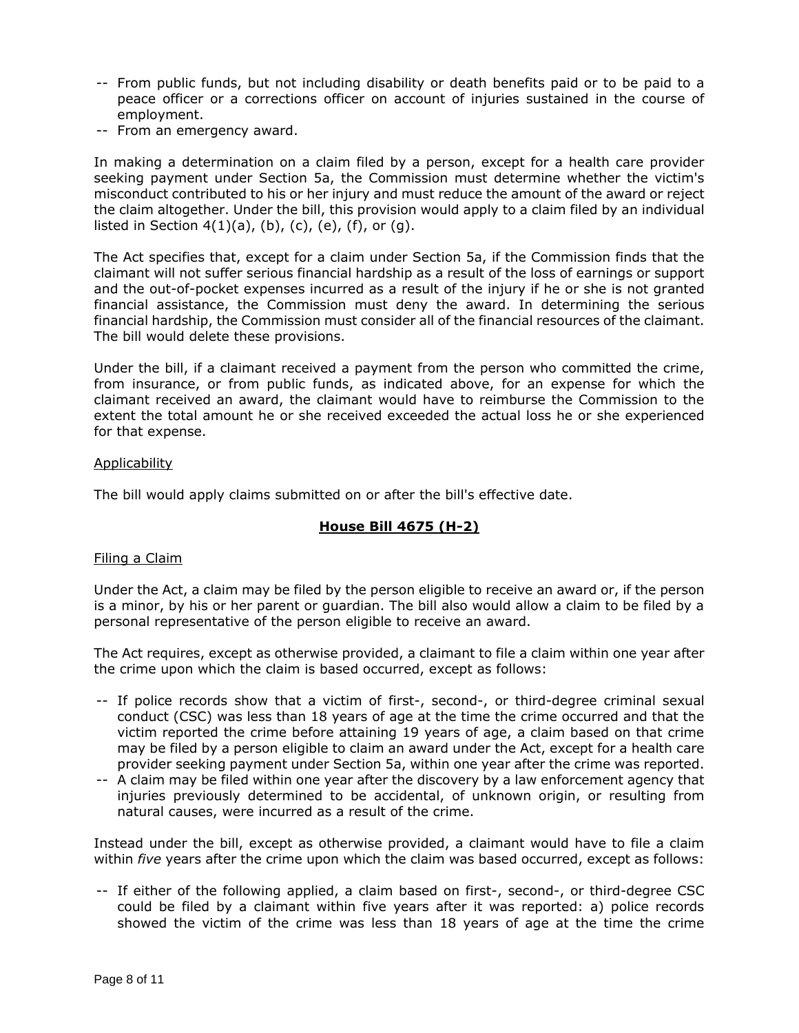-- From public funds, but not including disability or death benefits paid or to be paid to a peace officer or a corrections officer on account of injuries sustained in the course of employment.
-- From an emergency award.

In making a determination on a claim filed by a person, except for a health care provider seeking payment under Section 5a, the Commission must determine whether the victim's misconduct contributed to his or her injury and must reduce the amount of the award or reject the claim altogether. Under the bill, this provision would apply to a claim filed by an individual listed in Section 4(1)(a), (b), (c), (e), (f), or (g).

The Act specifies that, except for a claim under Section 5a, if the Commission finds that the claimant will not suffer serious financial hardship as a result of the loss of earnings or support and the out-of-pocket expenses incurred as a result of the injury if he or she is not granted financial assistance, the Commission must deny the award. In determining the serious financial hardship, the Commission must consider all of the financial resources of the claimant. The bill would delete these provisions.

Under the bill, if a claimant received a payment from the person who committed the crime, from insurance, or from public funds, as indicated above, for an expense for which the claimant received an award, the claimant would have to reimburse the Commission to the extent the total amount he or she received exceeded the actual loss he or she experienced for that expense.

Applicability

The bill would apply claims submitted on or after the bill's effective date.

## House Bill 4675 (H-2)

Filing a Claim

Under the Act, a claim may be filed by the person eligible to receive an award or, if the person is a minor, by his or her parent or guardian. The bill also would allow a claim to be filed by a personal representative of the person eligible to receive an award.

The Act requires, except as otherwise provided, a claimant to file a claim within one year after the crime upon which the claim is based occurred, except as follows:

-- If police records show that a victim of first-, second-, or third-degree criminal sexual conduct (CSC) was less than 18 years of age at the time the crime occurred and that the victim reported the crime before attaining 19 years of age, a claim based on that crime may be filed by a person eligible to claim an award under the Act, except for a health care provider seeking payment under Section 5a, within one year after the crime was reported.
-- A claim may be filed within one year after the discovery by a law enforcement agency that injuries previously determined to be accidental, of unknown origin, or resulting from natural causes, were incurred as a result of the crime.

Instead under the bill, except as otherwise provided, a claimant would have to file a claim within *five* years after the crime upon which the claim was based occurred, except as follows:

-- If either of the following applied, a claim based on first-, second-, or third-degree CSC could be filed by a claimant within five years after it was reported: a) police records showed the victim of the crime was less than 18 years of age at the time the crime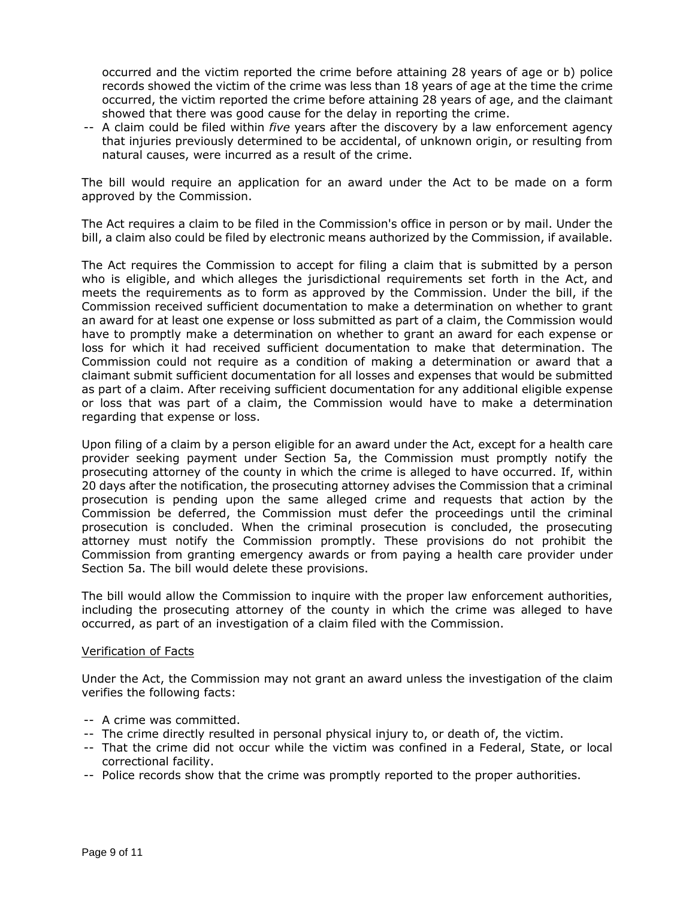occurred and the victim reported the crime before attaining 28 years of age or b) police records showed the victim of the crime was less than 18 years of age at the time the crime occurred, the victim reported the crime before attaining 28 years of age, and the claimant showed that there was good cause for the delay in reporting the crime.

-- A claim could be filed within *five* years after the discovery by a law enforcement agency that injuries previously determined to be accidental, of unknown origin, or resulting from natural causes, were incurred as a result of the crime.

The bill would require an application for an award under the Act to be made on a form approved by the Commission.

The Act requires a claim to be filed in the Commission's office in person or by mail. Under the bill, a claim also could be filed by electronic means authorized by the Commission, if available.

The Act requires the Commission to accept for filing a claim that is submitted by a person who is eligible, and which alleges the jurisdictional requirements set forth in the Act, and meets the requirements as to form as approved by the Commission. Under the bill, if the Commission received sufficient documentation to make a determination on whether to grant an award for at least one expense or loss submitted as part of a claim, the Commission would have to promptly make a determination on whether to grant an award for each expense or loss for which it had received sufficient documentation to make that determination. The Commission could not require as a condition of making a determination or award that a claimant submit sufficient documentation for all losses and expenses that would be submitted as part of a claim. After receiving sufficient documentation for any additional eligible expense or loss that was part of a claim, the Commission would have to make a determination regarding that expense or loss.

Upon filing of a claim by a person eligible for an award under the Act, except for a health care provider seeking payment under Section 5a, the Commission must promptly notify the prosecuting attorney of the county in which the crime is alleged to have occurred. If, within 20 days after the notification, the prosecuting attorney advises the Commission that a criminal prosecution is pending upon the same alleged crime and requests that action by the Commission be deferred, the Commission must defer the proceedings until the criminal prosecution is concluded. When the criminal prosecution is concluded, the prosecuting attorney must notify the Commission promptly. These provisions do not prohibit the Commission from granting emergency awards or from paying a health care provider under Section 5a. The bill would delete these provisions.

The bill would allow the Commission to inquire with the proper law enforcement authorities, including the prosecuting attorney of the county in which the crime was alleged to have occurred, as part of an investigation of a claim filed with the Commission.

Verification of Facts

Under the Act, the Commission may not grant an award unless the investigation of the claim verifies the following facts:

-- A crime was committed.
-- The crime directly resulted in personal physical injury to, or death of, the victim.
-- That the crime did not occur while the victim was confined in a Federal, State, or local correctional facility.
-- Police records show that the crime was promptly reported to the proper authorities.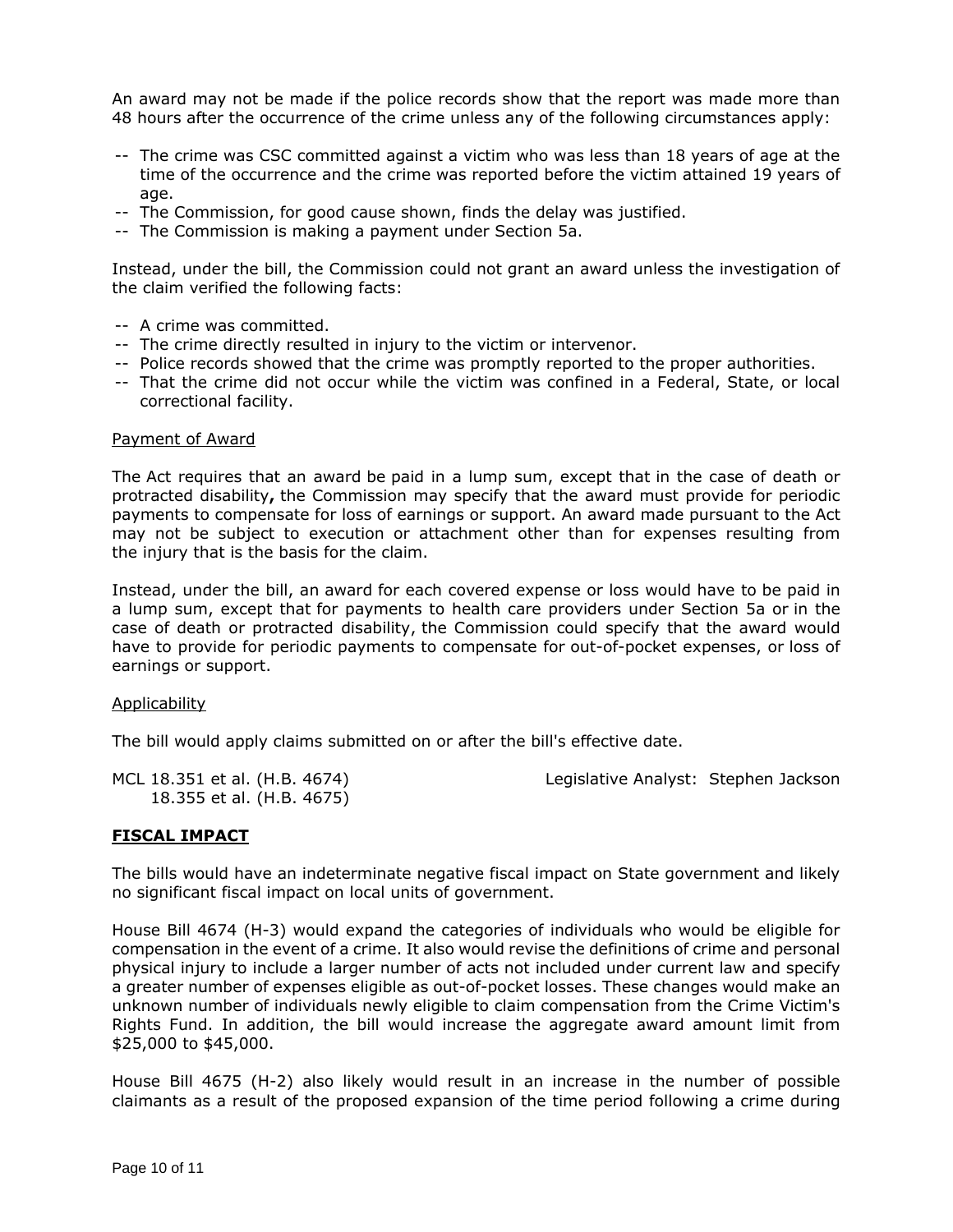An award may not be made if the police records show that the report was made more than 48 hours after the occurrence of the crime unless any of the following circumstances apply:

-- The crime was CSC committed against a victim who was less than 18 years of age at the time of the occurrence and the crime was reported before the victim attained 19 years of age.
-- The Commission, for good cause shown, finds the delay was justified.
-- The Commission is making a payment under Section 5a.

Instead, under the bill, the Commission could not grant an award unless the investigation of the claim verified the following facts:

-- A crime was committed.
-- The crime directly resulted in injury to the victim or intervenor.
-- Police records showed that the crime was promptly reported to the proper authorities.
-- That the crime did not occur while the victim was confined in a Federal, State, or local correctional facility.

Payment of Award

The Act requires that an award be paid in a lump sum, except that in the case of death or protracted disability**,** the Commission may specify that the award must provide for periodic payments to compensate for loss of earnings or support. An award made pursuant to the Act may not be subject to execution or attachment other than for expenses resulting from the injury that is the basis for the claim.

Instead, under the bill, an award for each covered expense or loss would have to be paid in a lump sum, except that for payments to health care providers under Section 5a or in the case of death or protracted disability, the Commission could specify that the award would have to provide for periodic payments to compensate for out-of-pocket expenses, or loss of earnings or support.

Applicability

The bill would apply claims submitted on or after the bill's effective date.

MCL 18.351 et al. (H.B. 4674)
18.355 et al. (H.B. 4675)

Legislative Analyst: Stephen Jackson

**FISCAL IMPACT**

The bills would have an indeterminate negative fiscal impact on State government and likely no significant fiscal impact on local units of government.

House Bill 4674 (H-3) would expand the categories of individuals who would be eligible for compensation in the event of a crime. It also would revise the definitions of crime and personal physical injury to include a larger number of acts not included under current law and specify a greater number of expenses eligible as out-of-pocket losses. These changes would make an unknown number of individuals newly eligible to claim compensation from the Crime Victim's Rights Fund. In addition, the bill would increase the aggregate award amount limit from $25,000 to $45,000.

House Bill 4675 (H-2) also likely would result in an increase in the number of possible claimants as a result of the proposed expansion of the time period following a crime during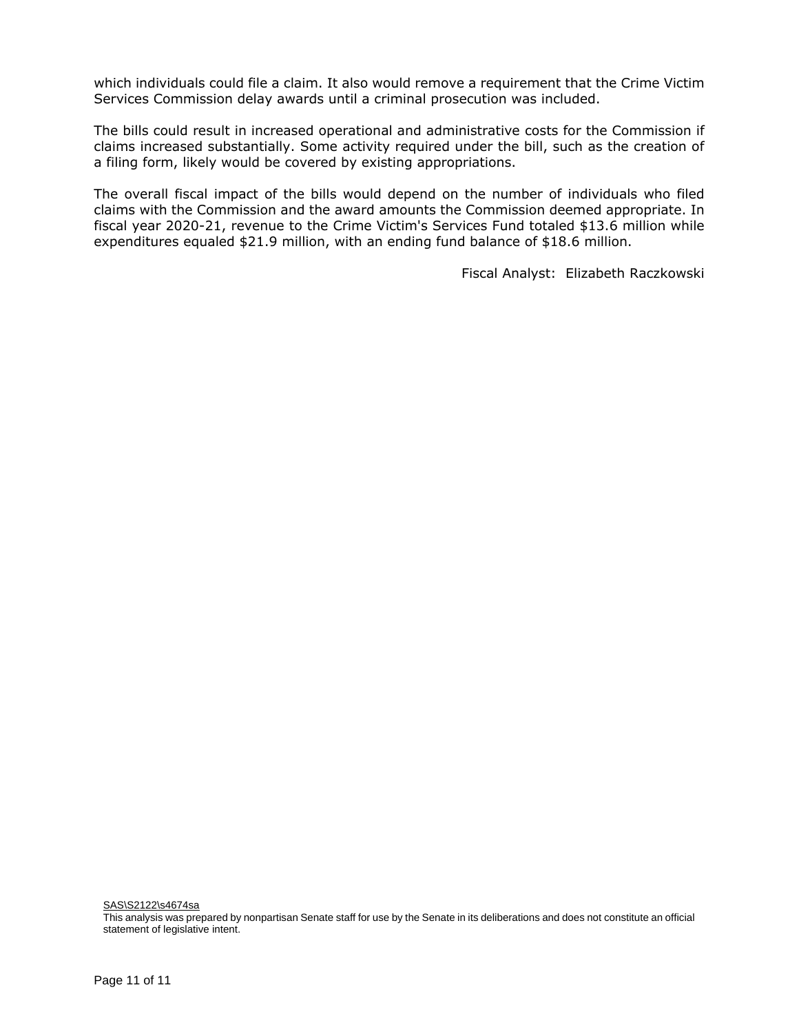which individuals could file a claim. It also would remove a requirement that the Crime Victim Services Commission delay awards until a criminal prosecution was included.

The bills could result in increased operational and administrative costs for the Commission if claims increased substantially. Some activity required under the bill, such as the creation of a filing form, likely would be covered by existing appropriations.

The overall fiscal impact of the bills would depend on the number of individuals who filed claims with the Commission and the award amounts the Commission deemed appropriate. In fiscal year 2020-21, revenue to the Crime Victim's Services Fund totaled $13.6 million while expenditures equaled $21.9 million, with an ending fund balance of $18.6 million.

Fiscal Analyst: Elizabeth Raczkowski

SAS\S2122\s4674sa

This analysis was prepared by nonpartisan Senate staff for use by the Senate in its deliberations and does not constitute an official statement of legislative intent.